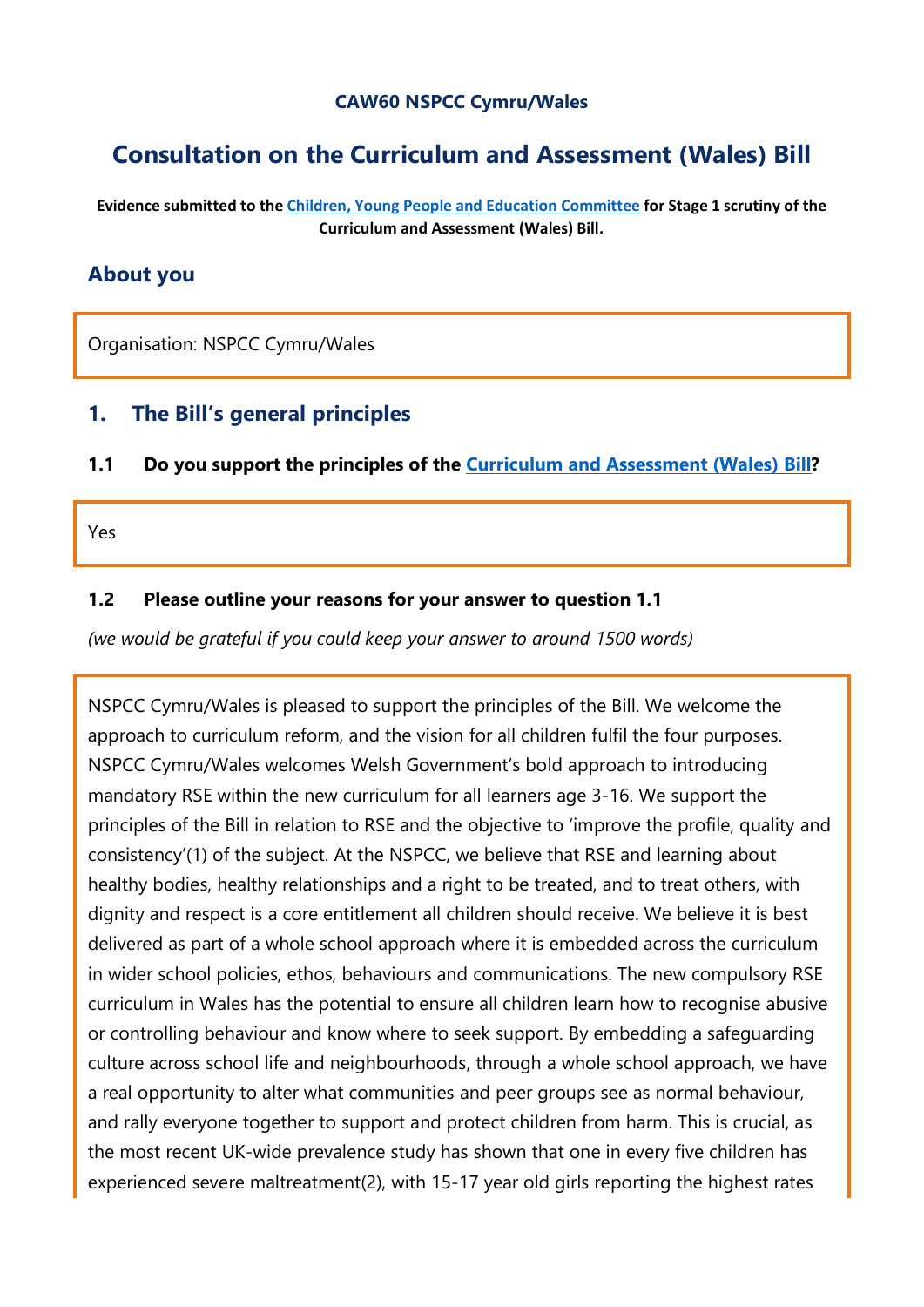**CAW60 NSPCC Cymru/Wales**

# Consultation on the Curriculum and Assessment (Wales) Bill

**Evidence submitted to the Children, Young People and Education Committee for Stage 1 scrutiny of the Curriculum and Assessment (Wales) Bill.**

## About you

Organisation: NSPCC Cymru/Wales

## 1. The Bill's general principles

### 1.1 Do you support the principles of the Curriculum and Assessment (Wales) Bill?

Yes

### 1.2 Please outline your reasons for your answer to question 1.1

*(we would be grateful if you could keep your answer to around 1500 words)*

NSPCC Cymru/Wales is pleased to support the principles of the Bill. We welcome the approach to curriculum reform, and the vision for all children fulfil the four purposes. NSPCC Cymru/Wales welcomes Welsh Government's bold approach to introducing mandatory RSE within the new curriculum for all learners age 3-16. We support the principles of the Bill in relation to RSE and the objective to 'improve the profile, quality and consistency'(1) of the subject. At the NSPCC, we believe that RSE and learning about healthy bodies, healthy relationships and a right to be treated, and to treat others, with dignity and respect is a core entitlement all children should receive. We believe it is best delivered as part of a whole school approach where it is embedded across the curriculum in wider school policies, ethos, behaviours and communications. The new compulsory RSE curriculum in Wales has the potential to ensure all children learn how to recognise abusive or controlling behaviour and know where to seek support. By embedding a safeguarding culture across school life and neighbourhoods, through a whole school approach, we have a real opportunity to alter what communities and peer groups see as normal behaviour, and rally everyone together to support and protect children from harm. This is crucial, as the most recent UK-wide prevalence study has shown that one in every five children has experienced severe maltreatment(2), with 15-17 year old girls reporting the highest rates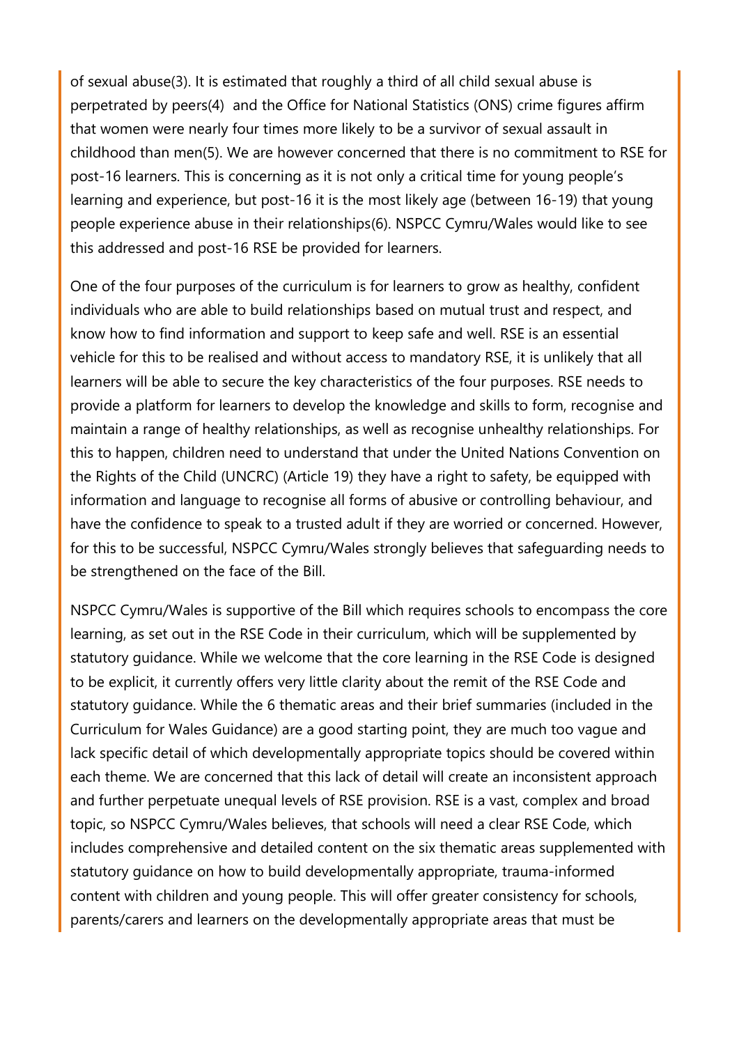of sexual abuse(3). It is estimated that roughly a third of all child sexual abuse is perpetrated by peers(4) and the Office for National Statistics (ONS) crime figures affirm that women were nearly four times more likely to be a survivor of sexual assault in childhood than men(5). We are however concerned that there is no commitment to RSE for post-16 learners. This is concerning as it is not only a critical time for young people's learning and experience, but post-16 it is the most likely age (between 16-19) that young people experience abuse in their relationships(6). NSPCC Cymru/Wales would like to see this addressed and post-16 RSE be provided for learners.

One of the four purposes of the curriculum is for learners to grow as healthy, confident individuals who are able to build relationships based on mutual trust and respect, and know how to find information and support to keep safe and well. RSE is an essential vehicle for this to be realised and without access to mandatory RSE, it is unlikely that all learners will be able to secure the key characteristics of the four purposes. RSE needs to provide a platform for learners to develop the knowledge and skills to form, recognise and maintain a range of healthy relationships, as well as recognise unhealthy relationships. For this to happen, children need to understand that under the United Nations Convention on the Rights of the Child (UNCRC) (Article 19) they have a right to safety, be equipped with information and language to recognise all forms of abusive or controlling behaviour, and have the confidence to speak to a trusted adult if they are worried or concerned. However, for this to be successful, NSPCC Cymru/Wales strongly believes that safeguarding needs to be strengthened on the face of the Bill.

NSPCC Cymru/Wales is supportive of the Bill which requires schools to encompass the core learning, as set out in the RSE Code in their curriculum, which will be supplemented by statutory guidance. While we welcome that the core learning in the RSE Code is designed to be explicit, it currently offers very little clarity about the remit of the RSE Code and statutory guidance. While the 6 thematic areas and their brief summaries (included in the Curriculum for Wales Guidance) are a good starting point, they are much too vague and lack specific detail of which developmentally appropriate topics should be covered within each theme. We are concerned that this lack of detail will create an inconsistent approach and further perpetuate unequal levels of RSE provision. RSE is a vast, complex and broad topic, so NSPCC Cymru/Wales believes, that schools will need a clear RSE Code, which includes comprehensive and detailed content on the six thematic areas supplemented with statutory guidance on how to build developmentally appropriate, trauma-informed content with children and young people. This will offer greater consistency for schools, parents/carers and learners on the developmentally appropriate areas that must be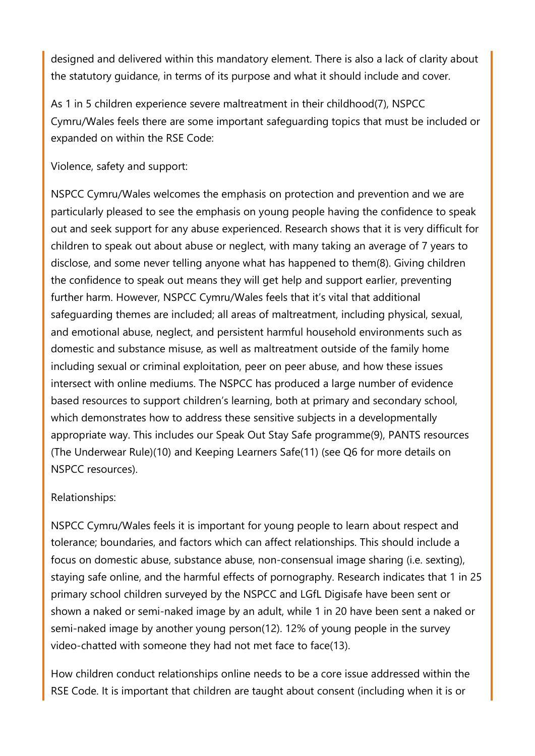designed and delivered within this mandatory element. There is also a lack of clarity about the statutory guidance, in terms of its purpose and what it should include and cover.

As 1 in 5 children experience severe maltreatment in their childhood(7), NSPCC Cymru/Wales feels there are some important safeguarding topics that must be included or expanded on within the RSE Code:

Violence, safety and support:

NSPCC Cymru/Wales welcomes the emphasis on protection and prevention and we are particularly pleased to see the emphasis on young people having the confidence to speak out and seek support for any abuse experienced. Research shows that it is very difficult for children to speak out about abuse or neglect, with many taking an average of 7 years to disclose, and some never telling anyone what has happened to them(8). Giving children the confidence to speak out means they will get help and support earlier, preventing further harm. However, NSPCC Cymru/Wales feels that it's vital that additional safeguarding themes are included; all areas of maltreatment, including physical, sexual, and emotional abuse, neglect, and persistent harmful household environments such as domestic and substance misuse, as well as maltreatment outside of the family home including sexual or criminal exploitation, peer on peer abuse, and how these issues intersect with online mediums. The NSPCC has produced a large number of evidence based resources to support children's learning, both at primary and secondary school, which demonstrates how to address these sensitive subjects in a developmentally appropriate way. This includes our Speak Out Stay Safe programme(9), PANTS resources (The Underwear Rule)(10) and Keeping Learners Safe(11) (see Q6 for more details on NSPCC resources).

Relationships:

NSPCC Cymru/Wales feels it is important for young people to learn about respect and tolerance; boundaries, and factors which can affect relationships. This should include a focus on domestic abuse, substance abuse, non-consensual image sharing (i.e. sexting), staying safe online, and the harmful effects of pornography. Research indicates that 1 in 25 primary school children surveyed by the NSPCC and LGfL Digisafe have been sent or shown a naked or semi-naked image by an adult, while 1 in 20 have been sent a naked or semi-naked image by another young person(12). 12% of young people in the survey video-chatted with someone they had not met face to face(13).

How children conduct relationships online needs to be a core issue addressed within the RSE Code. It is important that children are taught about consent (including when it is or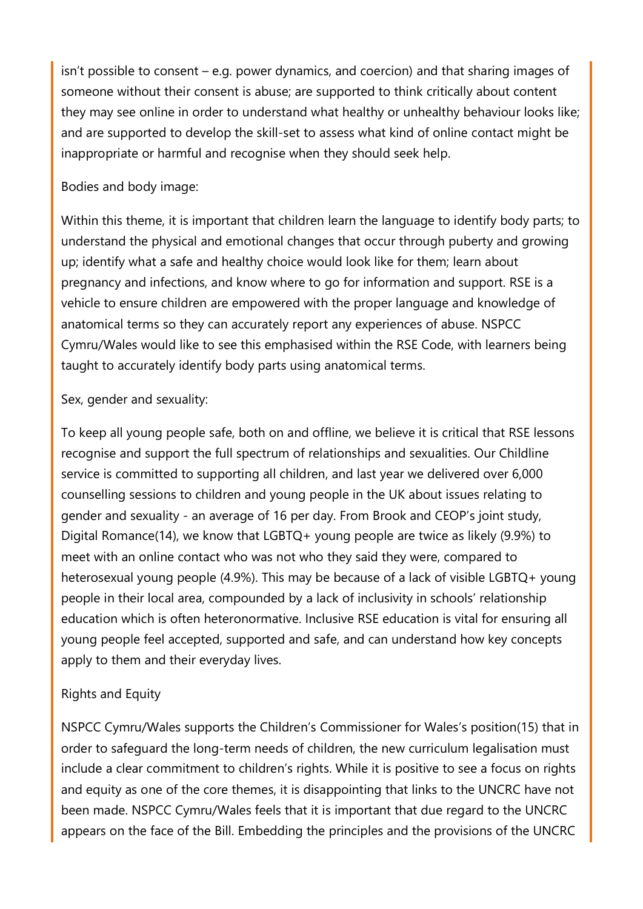isn't possible to consent – e.g. power dynamics, and coercion) and that sharing images of someone without their consent is abuse; are supported to think critically about content they may see online in order to understand what healthy or unhealthy behaviour looks like; and are supported to develop the skill-set to assess what kind of online contact might be inappropriate or harmful and recognise when they should seek help.

Bodies and body image:

Within this theme, it is important that children learn the language to identify body parts; to understand the physical and emotional changes that occur through puberty and growing up; identify what a safe and healthy choice would look like for them; learn about pregnancy and infections, and know where to go for information and support. RSE is a vehicle to ensure children are empowered with the proper language and knowledge of anatomical terms so they can accurately report any experiences of abuse. NSPCC Cymru/Wales would like to see this emphasised within the RSE Code, with learners being taught to accurately identify body parts using anatomical terms.

Sex, gender and sexuality:

To keep all young people safe, both on and offline, we believe it is critical that RSE lessons recognise and support the full spectrum of relationships and sexualities. Our Childline service is committed to supporting all children, and last year we delivered over 6,000 counselling sessions to children and young people in the UK about issues relating to gender and sexuality - an average of 16 per day. From Brook and CEOP's joint study, Digital Romance(14), we know that LGBTQ+ young people are twice as likely (9.9%) to meet with an online contact who was not who they said they were, compared to heterosexual young people (4.9%). This may be because of a lack of visible LGBTQ+ young people in their local area, compounded by a lack of inclusivity in schools' relationship education which is often heteronormative. Inclusive RSE education is vital for ensuring all young people feel accepted, supported and safe, and can understand how key concepts apply to them and their everyday lives.

Rights and Equity

NSPCC Cymru/Wales supports the Children's Commissioner for Wales's position(15) that in order to safeguard the long-term needs of children, the new curriculum legalisation must include a clear commitment to children's rights. While it is positive to see a focus on rights and equity as one of the core themes, it is disappointing that links to the UNCRC have not been made. NSPCC Cymru/Wales feels that it is important that due regard to the UNCRC appears on the face of the Bill. Embedding the principles and the provisions of the UNCRC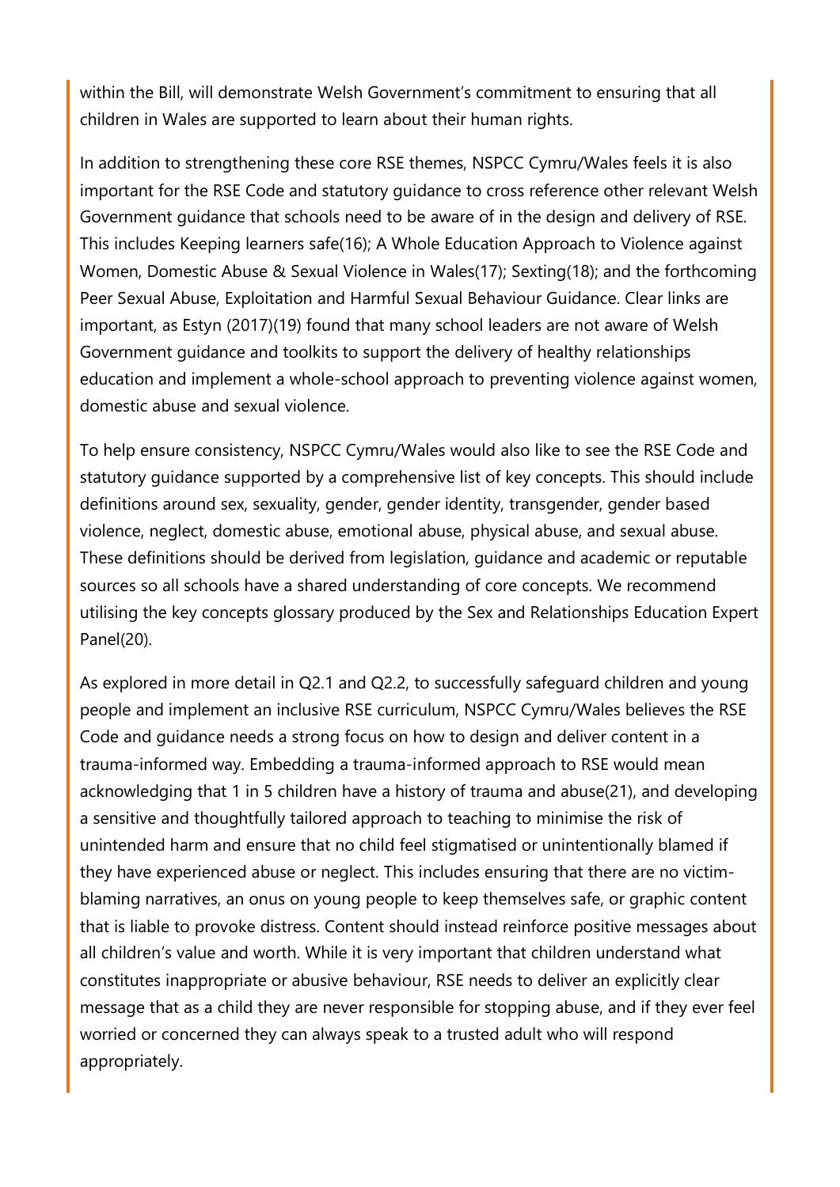within the Bill, will demonstrate Welsh Government's commitment to ensuring that all children in Wales are supported to learn about their human rights.

In addition to strengthening these core RSE themes, NSPCC Cymru/Wales feels it is also important for the RSE Code and statutory guidance to cross reference other relevant Welsh Government guidance that schools need to be aware of in the design and delivery of RSE. This includes Keeping learners safe(16); A Whole Education Approach to Violence against Women, Domestic Abuse & Sexual Violence in Wales(17); Sexting(18); and the forthcoming Peer Sexual Abuse, Exploitation and Harmful Sexual Behaviour Guidance. Clear links are important, as Estyn (2017)(19) found that many school leaders are not aware of Welsh Government guidance and toolkits to support the delivery of healthy relationships education and implement a whole-school approach to preventing violence against women, domestic abuse and sexual violence.

To help ensure consistency, NSPCC Cymru/Wales would also like to see the RSE Code and statutory guidance supported by a comprehensive list of key concepts. This should include definitions around sex, sexuality, gender, gender identity, transgender, gender based violence, neglect, domestic abuse, emotional abuse, physical abuse, and sexual abuse. These definitions should be derived from legislation, guidance and academic or reputable sources so all schools have a shared understanding of core concepts. We recommend utilising the key concepts glossary produced by the Sex and Relationships Education Expert Panel(20).

As explored in more detail in Q2.1 and Q2.2, to successfully safeguard children and young people and implement an inclusive RSE curriculum, NSPCC Cymru/Wales believes the RSE Code and guidance needs a strong focus on how to design and deliver content in a trauma-informed way. Embedding a trauma-informed approach to RSE would mean acknowledging that 1 in 5 children have a history of trauma and abuse(21), and developing a sensitive and thoughtfully tailored approach to teaching to minimise the risk of unintended harm and ensure that no child feel stigmatised or unintentionally blamed if they have experienced abuse or neglect. This includes ensuring that there are no victim-blaming narratives, an onus on young people to keep themselves safe, or graphic content that is liable to provoke distress. Content should instead reinforce positive messages about all children's value and worth. While it is very important that children understand what constitutes inappropriate or abusive behaviour, RSE needs to deliver an explicitly clear message that as a child they are never responsible for stopping abuse, and if they ever feel worried or concerned they can always speak to a trusted adult who will respond appropriately.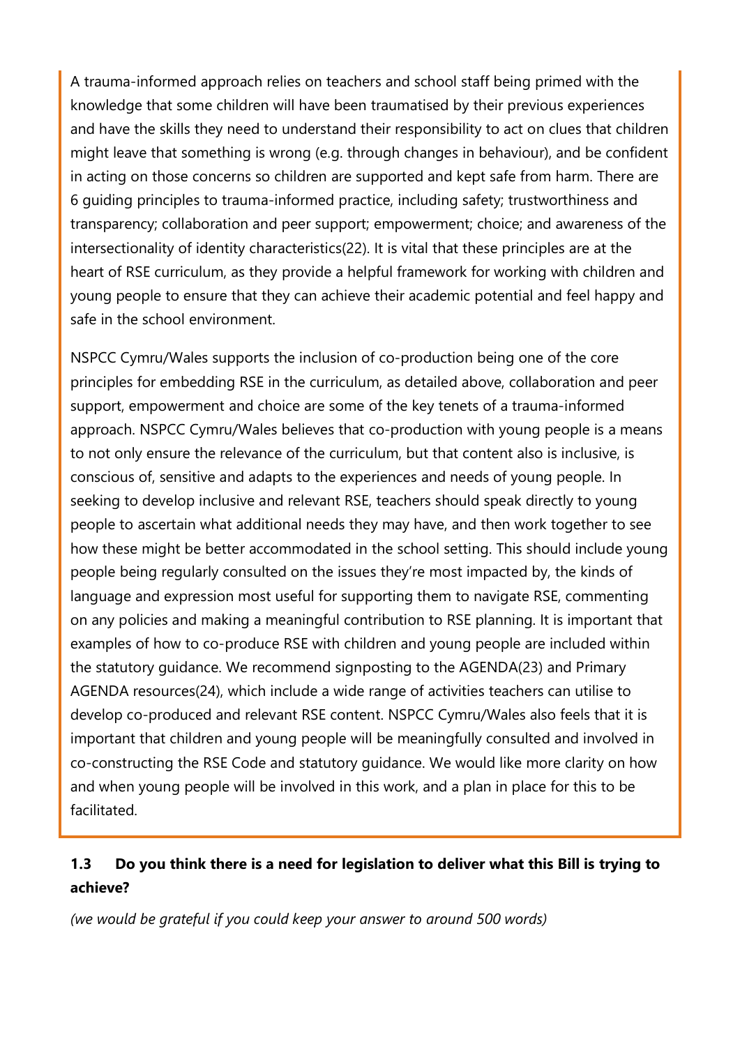A trauma-informed approach relies on teachers and school staff being primed with the knowledge that some children will have been traumatised by their previous experiences and have the skills they need to understand their responsibility to act on clues that children might leave that something is wrong (e.g. through changes in behaviour), and be confident in acting on those concerns so children are supported and kept safe from harm. There are 6 guiding principles to trauma-informed practice, including safety; trustworthiness and transparency; collaboration and peer support; empowerment; choice; and awareness of the intersectionality of identity characteristics(22). It is vital that these principles are at the heart of RSE curriculum, as they provide a helpful framework for working with children and young people to ensure that they can achieve their academic potential and feel happy and safe in the school environment.

NSPCC Cymru/Wales supports the inclusion of co-production being one of the core principles for embedding RSE in the curriculum, as detailed above, collaboration and peer support, empowerment and choice are some of the key tenets of a trauma-informed approach. NSPCC Cymru/Wales believes that co-production with young people is a means to not only ensure the relevance of the curriculum, but that content also is inclusive, is conscious of, sensitive and adapts to the experiences and needs of young people. In seeking to develop inclusive and relevant RSE, teachers should speak directly to young people to ascertain what additional needs they may have, and then work together to see how these might be better accommodated in the school setting. This should include young people being regularly consulted on the issues they're most impacted by, the kinds of language and expression most useful for supporting them to navigate RSE, commenting on any policies and making a meaningful contribution to RSE planning. It is important that examples of how to co-produce RSE with children and young people are included within the statutory guidance. We recommend signposting to the AGENDA(23) and Primary AGENDA resources(24), which include a wide range of activities teachers can utilise to develop co-produced and relevant RSE content. NSPCC Cymru/Wales also feels that it is important that children and young people will be meaningfully consulted and involved in co-constructing the RSE Code and statutory guidance. We would like more clarity on how and when young people will be involved in this work, and a plan in place for this to be facilitated.

### 1.3 Do you think there is a need for legislation to deliver what this Bill is trying to achieve?

*(we would be grateful if you could keep your answer to around 500 words)*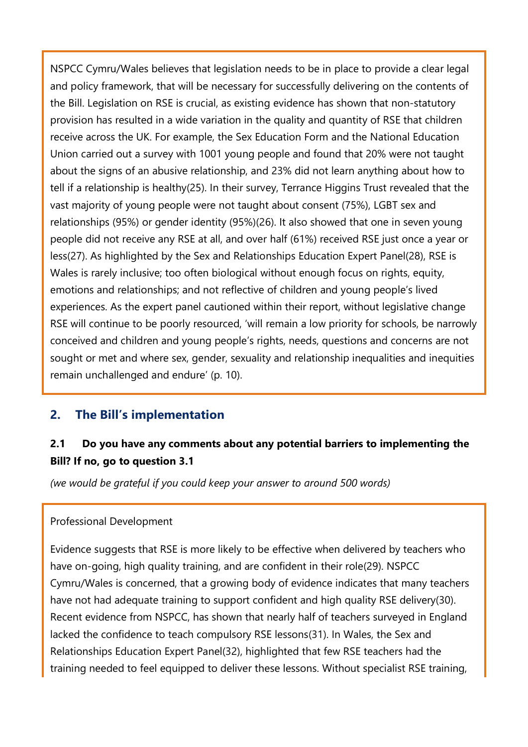NSPCC Cymru/Wales believes that legislation needs to be in place to provide a clear legal and policy framework, that will be necessary for successfully delivering on the contents of the Bill. Legislation on RSE is crucial, as existing evidence has shown that non-statutory provision has resulted in a wide variation in the quality and quantity of RSE that children receive across the UK. For example, the Sex Education Form and the National Education Union carried out a survey with 1001 young people and found that 20% were not taught about the signs of an abusive relationship, and 23% did not learn anything about how to tell if a relationship is healthy(25). In their survey, Terrance Higgins Trust revealed that the vast majority of young people were not taught about consent (75%), LGBT sex and relationships (95%) or gender identity (95%)(26). It also showed that one in seven young people did not receive any RSE at all, and over half (61%) received RSE just once a year or less(27). As highlighted by the Sex and Relationships Education Expert Panel(28), RSE is Wales is rarely inclusive; too often biological without enough focus on rights, equity, emotions and relationships; and not reflective of children and young people's lived experiences. As the expert panel cautioned within their report, without legislative change RSE will continue to be poorly resourced, 'will remain a low priority for schools, be narrowly conceived and children and young people's rights, needs, questions and concerns are not sought or met and where sex, gender, sexuality and relationship inequalities and inequities remain unchallenged and endure' (p. 10).

## 2. The Bill's implementation

### 2.1 Do you have any comments about any potential barriers to implementing the Bill? If no, go to question 3.1

*(we would be grateful if you could keep your answer to around 500 words)*

Professional Development

Evidence suggests that RSE is more likely to be effective when delivered by teachers who have on-going, high quality training, and are confident in their role(29). NSPCC Cymru/Wales is concerned, that a growing body of evidence indicates that many teachers have not had adequate training to support confident and high quality RSE delivery(30). Recent evidence from NSPCC, has shown that nearly half of teachers surveyed in England lacked the confidence to teach compulsory RSE lessons(31). In Wales, the Sex and Relationships Education Expert Panel(32), highlighted that few RSE teachers had the training needed to feel equipped to deliver these lessons. Without specialist RSE training,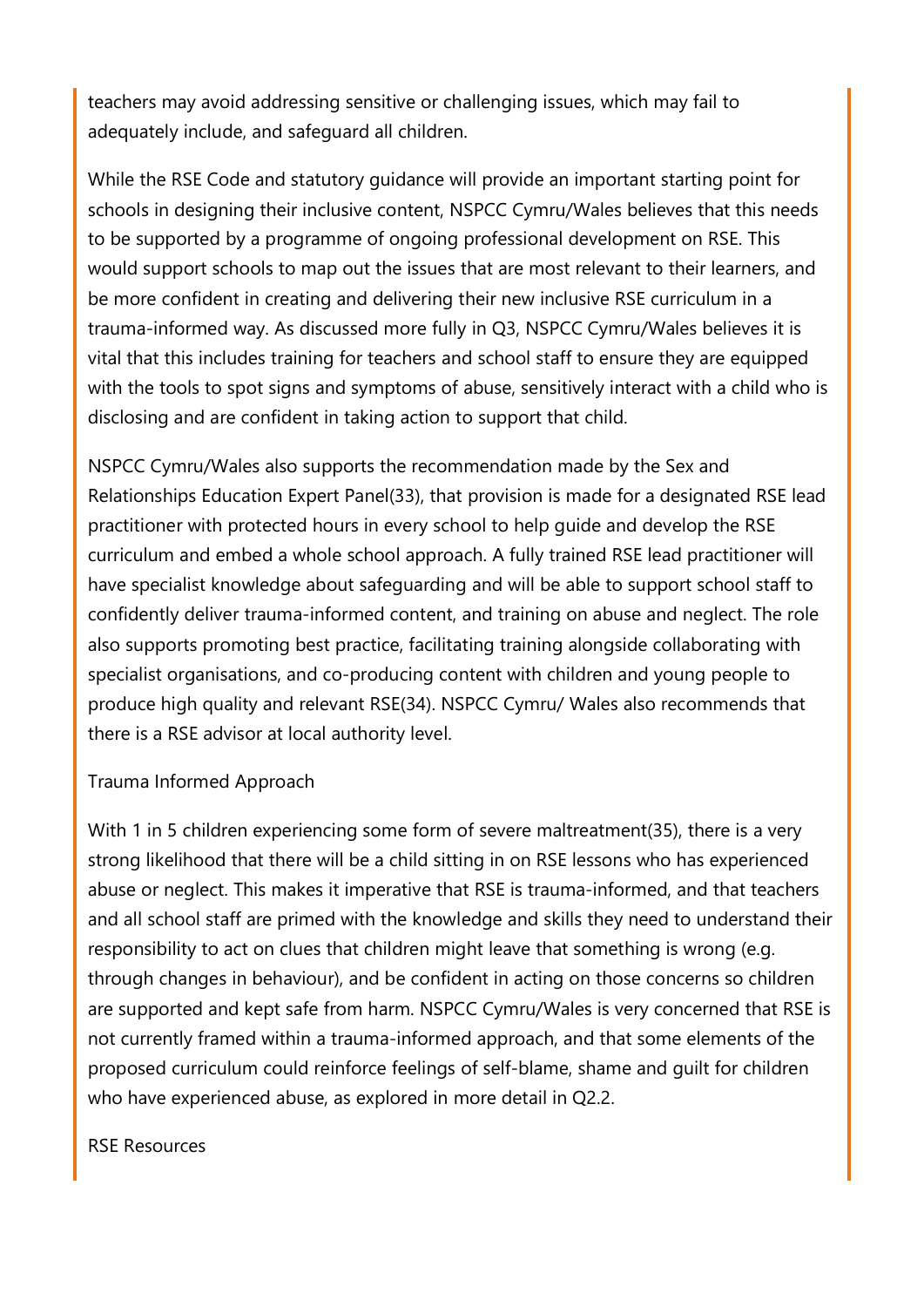teachers may avoid addressing sensitive or challenging issues, which may fail to adequately include, and safeguard all children.

While the RSE Code and statutory guidance will provide an important starting point for schools in designing their inclusive content, NSPCC Cymru/Wales believes that this needs to be supported by a programme of ongoing professional development on RSE. This would support schools to map out the issues that are most relevant to their learners, and be more confident in creating and delivering their new inclusive RSE curriculum in a trauma-informed way. As discussed more fully in Q3, NSPCC Cymru/Wales believes it is vital that this includes training for teachers and school staff to ensure they are equipped with the tools to spot signs and symptoms of abuse, sensitively interact with a child who is disclosing and are confident in taking action to support that child.

NSPCC Cymru/Wales also supports the recommendation made by the Sex and Relationships Education Expert Panel(33), that provision is made for a designated RSE lead practitioner with protected hours in every school to help guide and develop the RSE curriculum and embed a whole school approach. A fully trained RSE lead practitioner will have specialist knowledge about safeguarding and will be able to support school staff to confidently deliver trauma-informed content, and training on abuse and neglect. The role also supports promoting best practice, facilitating training alongside collaborating with specialist organisations, and co-producing content with children and young people to produce high quality and relevant RSE(34). NSPCC Cymru/ Wales also recommends that there is a RSE advisor at local authority level.

Trauma Informed Approach

With 1 in 5 children experiencing some form of severe maltreatment(35), there is a very strong likelihood that there will be a child sitting in on RSE lessons who has experienced abuse or neglect. This makes it imperative that RSE is trauma-informed, and that teachers and all school staff are primed with the knowledge and skills they need to understand their responsibility to act on clues that children might leave that something is wrong (e.g. through changes in behaviour), and be confident in acting on those concerns so children are supported and kept safe from harm. NSPCC Cymru/Wales is very concerned that RSE is not currently framed within a trauma-informed approach, and that some elements of the proposed curriculum could reinforce feelings of self-blame, shame and guilt for children who have experienced abuse, as explored in more detail in Q2.2.

RSE Resources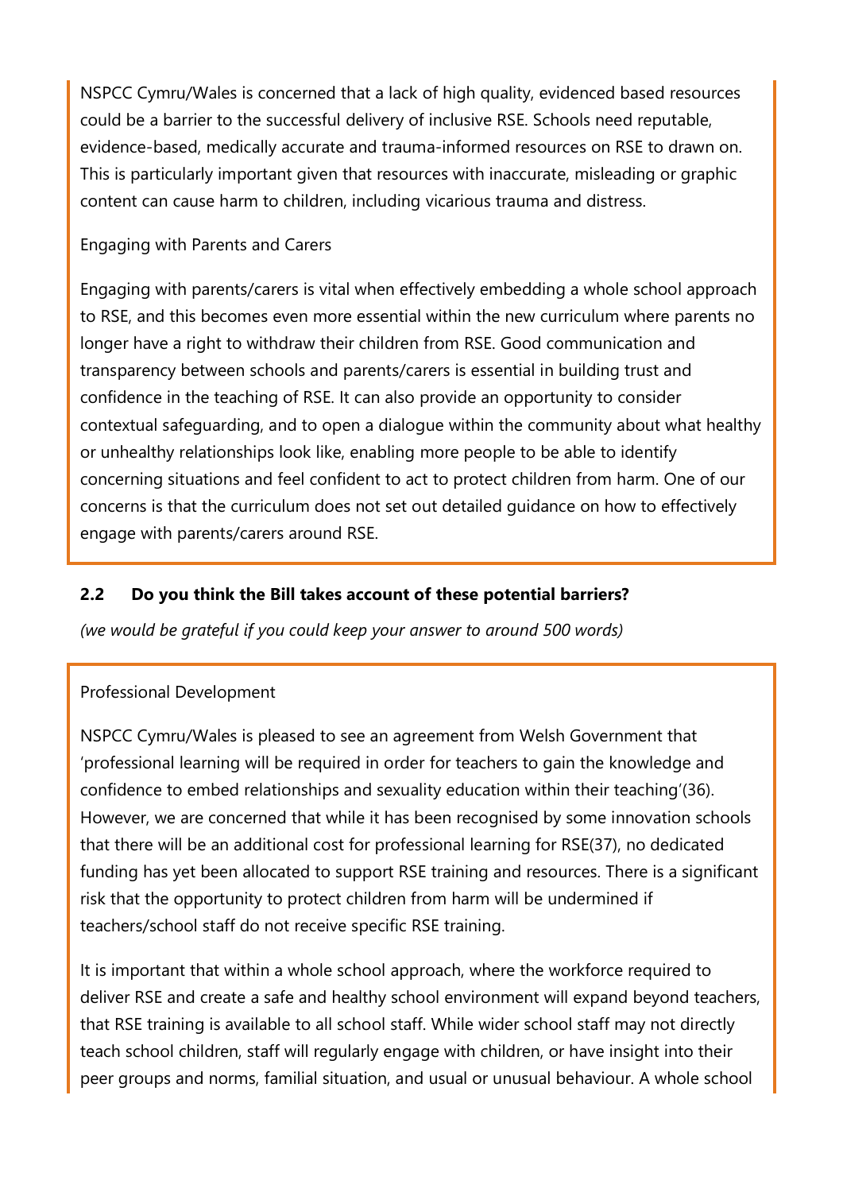NSPCC Cymru/Wales is concerned that a lack of high quality, evidenced based resources could be a barrier to the successful delivery of inclusive RSE. Schools need reputable, evidence-based, medically accurate and trauma-informed resources on RSE to drawn on. This is particularly important given that resources with inaccurate, misleading or graphic content can cause harm to children, including vicarious trauma and distress.

Engaging with Parents and Carers

Engaging with parents/carers is vital when effectively embedding a whole school approach to RSE, and this becomes even more essential within the new curriculum where parents no longer have a right to withdraw their children from RSE. Good communication and transparency between schools and parents/carers is essential in building trust and confidence in the teaching of RSE. It can also provide an opportunity to consider contextual safeguarding, and to open a dialogue within the community about what healthy or unhealthy relationships look like, enabling more people to be able to identify concerning situations and feel confident to act to protect children from harm. One of our concerns is that the curriculum does not set out detailed guidance on how to effectively engage with parents/carers around RSE.

### 2.2 Do you think the Bill takes account of these potential barriers?

*(we would be grateful if you could keep your answer to around 500 words)*

Professional Development

NSPCC Cymru/Wales is pleased to see an agreement from Welsh Government that 'professional learning will be required in order for teachers to gain the knowledge and confidence to embed relationships and sexuality education within their teaching'(36). However, we are concerned that while it has been recognised by some innovation schools that there will be an additional cost for professional learning for RSE(37), no dedicated funding has yet been allocated to support RSE training and resources. There is a significant risk that the opportunity to protect children from harm will be undermined if teachers/school staff do not receive specific RSE training.

It is important that within a whole school approach, where the workforce required to deliver RSE and create a safe and healthy school environment will expand beyond teachers, that RSE training is available to all school staff. While wider school staff may not directly teach school children, staff will regularly engage with children, or have insight into their peer groups and norms, familial situation, and usual or unusual behaviour. A whole school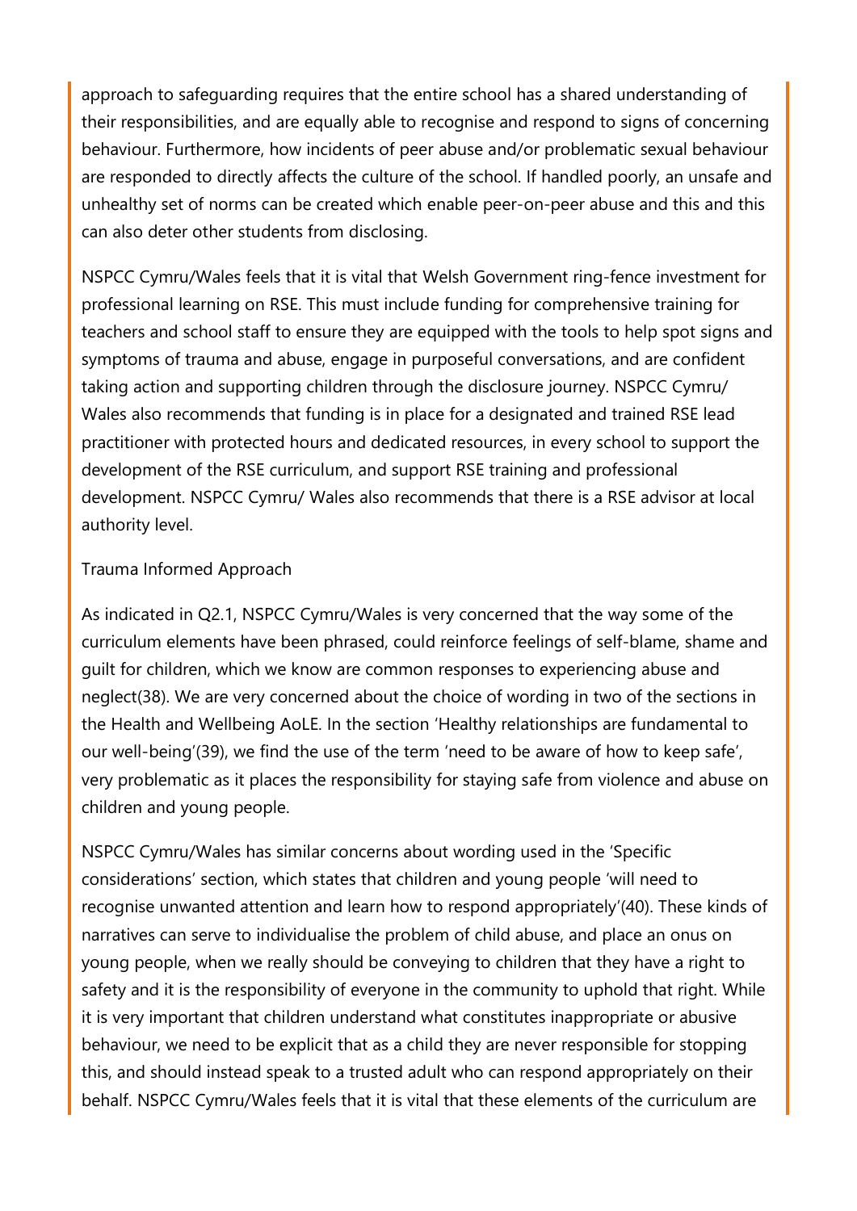approach to safeguarding requires that the entire school has a shared understanding of their responsibilities, and are equally able to recognise and respond to signs of concerning behaviour. Furthermore, how incidents of peer abuse and/or problematic sexual behaviour are responded to directly affects the culture of the school. If handled poorly, an unsafe and unhealthy set of norms can be created which enable peer-on-peer abuse and this and this can also deter other students from disclosing.

NSPCC Cymru/Wales feels that it is vital that Welsh Government ring-fence investment for professional learning on RSE. This must include funding for comprehensive training for teachers and school staff to ensure they are equipped with the tools to help spot signs and symptoms of trauma and abuse, engage in purposeful conversations, and are confident taking action and supporting children through the disclosure journey. NSPCC Cymru/ Wales also recommends that funding is in place for a designated and trained RSE lead practitioner with protected hours and dedicated resources, in every school to support the development of the RSE curriculum, and support RSE training and professional development. NSPCC Cymru/ Wales also recommends that there is a RSE advisor at local authority level.

Trauma Informed Approach

As indicated in Q2.1, NSPCC Cymru/Wales is very concerned that the way some of the curriculum elements have been phrased, could reinforce feelings of self-blame, shame and guilt for children, which we know are common responses to experiencing abuse and neglect(38). We are very concerned about the choice of wording in two of the sections in the Health and Wellbeing AoLE. In the section 'Healthy relationships are fundamental to our well-being'(39), we find the use of the term 'need to be aware of how to keep safe', very problematic as it places the responsibility for staying safe from violence and abuse on children and young people.

NSPCC Cymru/Wales has similar concerns about wording used in the 'Specific considerations' section, which states that children and young people 'will need to recognise unwanted attention and learn how to respond appropriately'(40). These kinds of narratives can serve to individualise the problem of child abuse, and place an onus on young people, when we really should be conveying to children that they have a right to safety and it is the responsibility of everyone in the community to uphold that right. While it is very important that children understand what constitutes inappropriate or abusive behaviour, we need to be explicit that as a child they are never responsible for stopping this, and should instead speak to a trusted adult who can respond appropriately on their behalf. NSPCC Cymru/Wales feels that it is vital that these elements of the curriculum are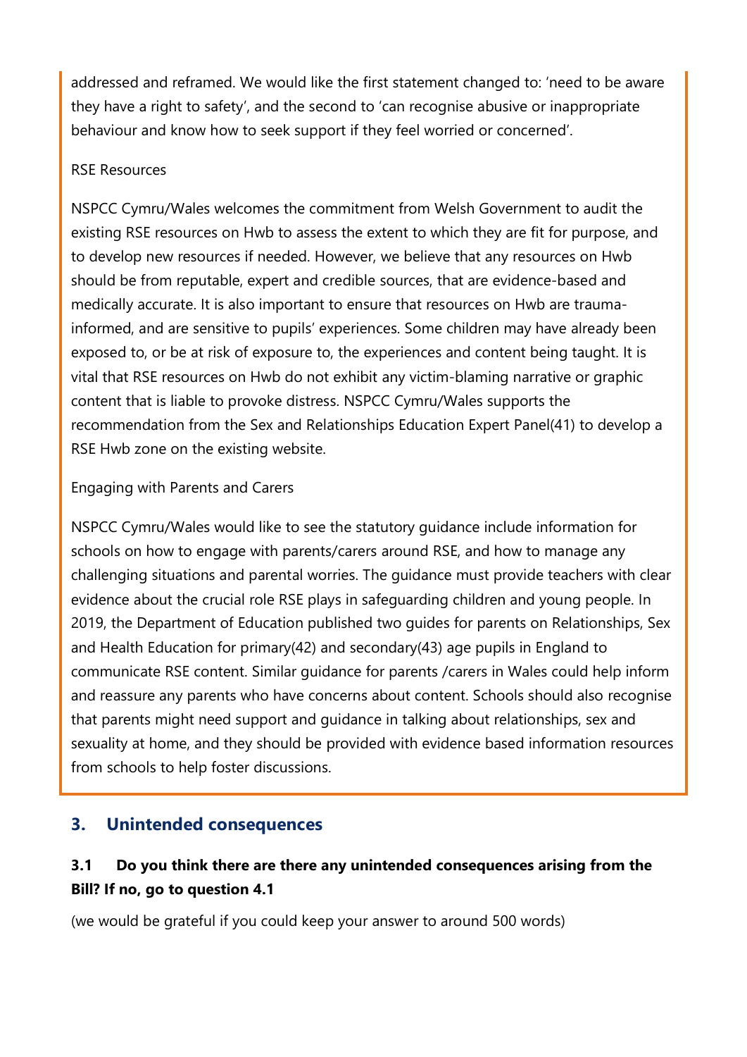addressed and reframed. We would like the first statement changed to: 'need to be aware they have a right to safety', and the second to 'can recognise abusive or inappropriate behaviour and know how to seek support if they feel worried or concerned'.

RSE Resources

NSPCC Cymru/Wales welcomes the commitment from Welsh Government to audit the existing RSE resources on Hwb to assess the extent to which they are fit for purpose, and to develop new resources if needed. However, we believe that any resources on Hwb should be from reputable, expert and credible sources, that are evidence-based and medically accurate. It is also important to ensure that resources on Hwb are trauma-informed, and are sensitive to pupils' experiences. Some children may have already been exposed to, or be at risk of exposure to, the experiences and content being taught. It is vital that RSE resources on Hwb do not exhibit any victim-blaming narrative or graphic content that is liable to provoke distress. NSPCC Cymru/Wales supports the recommendation from the Sex and Relationships Education Expert Panel(41) to develop a RSE Hwb zone on the existing website.

Engaging with Parents and Carers

NSPCC Cymru/Wales would like to see the statutory guidance include information for schools on how to engage with parents/carers around RSE, and how to manage any challenging situations and parental worries. The guidance must provide teachers with clear evidence about the crucial role RSE plays in safeguarding children and young people. In 2019, the Department of Education published two guides for parents on Relationships, Sex and Health Education for primary(42) and secondary(43) age pupils in England to communicate RSE content. Similar guidance for parents /carers in Wales could help inform and reassure any parents who have concerns about content. Schools should also recognise that parents might need support and guidance in talking about relationships, sex and sexuality at home, and they should be provided with evidence based information resources from schools to help foster discussions.

## 3. Unintended consequences

### 3.1 Do you think there are there any unintended consequences arising from the Bill? If no, go to question 4.1

(we would be grateful if you could keep your answer to around 500 words)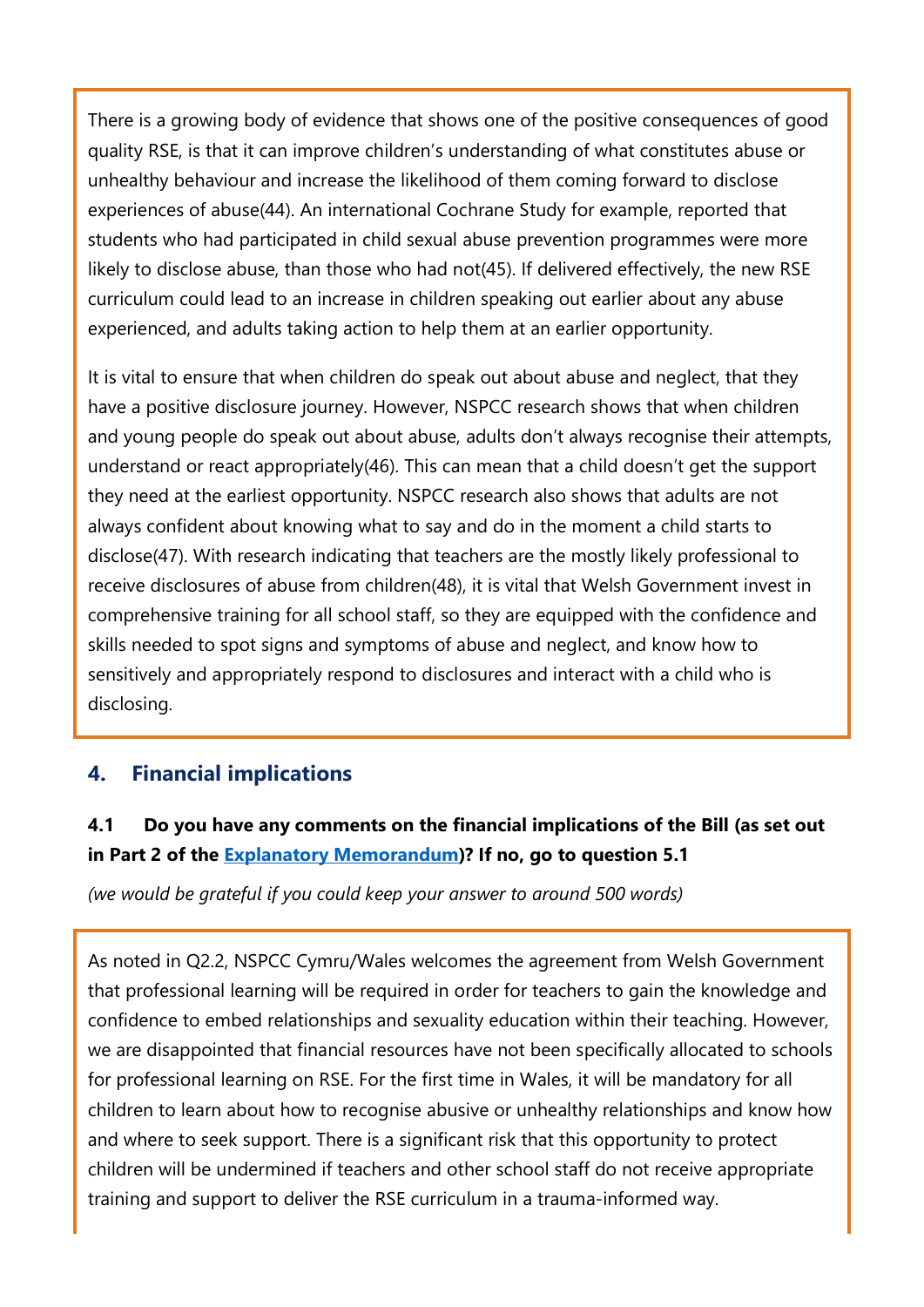There is a growing body of evidence that shows one of the positive consequences of good quality RSE, is that it can improve children's understanding of what constitutes abuse or unhealthy behaviour and increase the likelihood of them coming forward to disclose experiences of abuse(44). An international Cochrane Study for example, reported that students who had participated in child sexual abuse prevention programmes were more likely to disclose abuse, than those who had not(45). If delivered effectively, the new RSE curriculum could lead to an increase in children speaking out earlier about any abuse experienced, and adults taking action to help them at an earlier opportunity.

It is vital to ensure that when children do speak out about abuse and neglect, that they have a positive disclosure journey. However, NSPCC research shows that when children and young people do speak out about abuse, adults don't always recognise their attempts, understand or react appropriately(46). This can mean that a child doesn't get the support they need at the earliest opportunity. NSPCC research also shows that adults are not always confident about knowing what to say and do in the moment a child starts to disclose(47). With research indicating that teachers are the mostly likely professional to receive disclosures of abuse from children(48), it is vital that Welsh Government invest in comprehensive training for all school staff, so they are equipped with the confidence and skills needed to spot signs and symptoms of abuse and neglect, and know how to sensitively and appropriately respond to disclosures and interact with a child who is disclosing.

## 4. Financial implications

**4.1 Do you have any comments on the financial implications of the Bill (as set out in Part 2 of the [Explanatory Memorandum](Explanatory Memorandum))? If no, go to question 5.1**

*(we would be grateful if you could keep your answer to around 500 words)*

As noted in Q2.2, NSPCC Cymru/Wales welcomes the agreement from Welsh Government that professional learning will be required in order for teachers to gain the knowledge and confidence to embed relationships and sexuality education within their teaching. However, we are disappointed that financial resources have not been specifically allocated to schools for professional learning on RSE. For the first time in Wales, it will be mandatory for all children to learn about how to recognise abusive or unhealthy relationships and know how and where to seek support. There is a significant risk that this opportunity to protect children will be undermined if teachers and other school staff do not receive appropriate training and support to deliver the RSE curriculum in a trauma-informed way.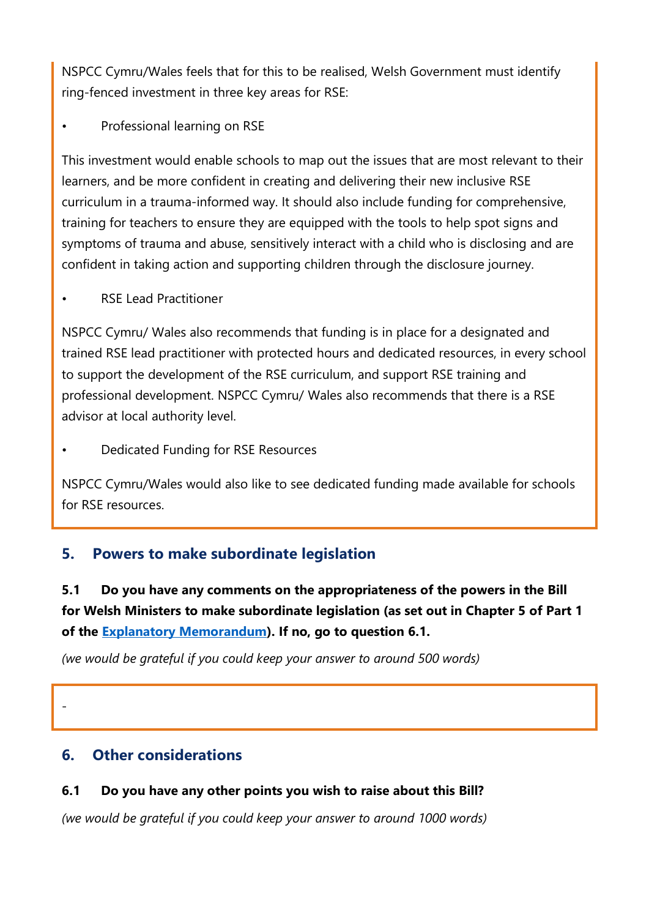NSPCC Cymru/Wales feels that for this to be realised, Welsh Government must identify ring-fenced investment in three key areas for RSE:

- Professional learning on RSE

This investment would enable schools to map out the issues that are most relevant to their learners, and be more confident in creating and delivering their new inclusive RSE curriculum in a trauma-informed way. It should also include funding for comprehensive, training for teachers to ensure they are equipped with the tools to help spot signs and symptoms of trauma and abuse, sensitively interact with a child who is disclosing and are confident in taking action and supporting children through the disclosure journey.

- RSE Lead Practitioner

NSPCC Cymru/ Wales also recommends that funding is in place for a designated and trained RSE lead practitioner with protected hours and dedicated resources, in every school to support the development of the RSE curriculum, and support RSE training and professional development. NSPCC Cymru/ Wales also recommends that there is a RSE advisor at local authority level.

- Dedicated Funding for RSE Resources

NSPCC Cymru/Wales would also like to see dedicated funding made available for schools for RSE resources.

## 5. Powers to make subordinate legislation

**5.1 Do you have any comments on the appropriateness of the powers in the Bill for Welsh Ministers to make subordinate legislation (as set out in Chapter 5 of Part 1 of the Explanatory Memorandum). If no, go to question 6.1.**

*(we would be grateful if you could keep your answer to around 500 words)*

-

## 6. Other considerations

**6.1 Do you have any other points you wish to raise about this Bill?**

*(we would be grateful if you could keep your answer to around 1000 words)*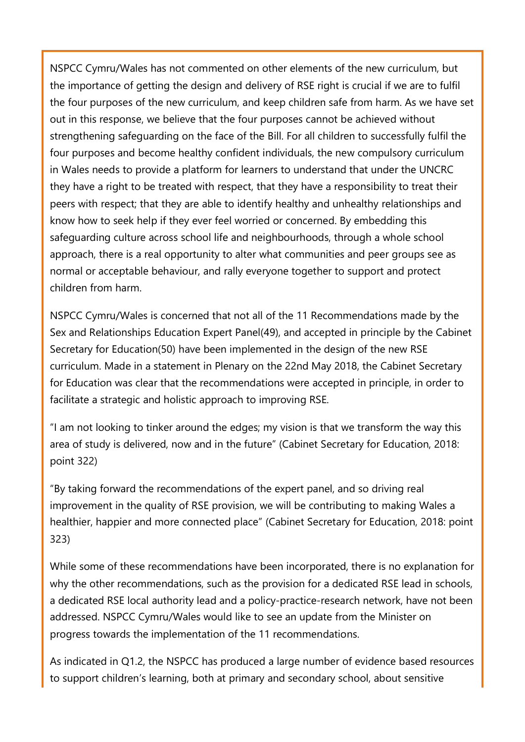NSPCC Cymru/Wales has not commented on other elements of the new curriculum, but the importance of getting the design and delivery of RSE right is crucial if we are to fulfil the four purposes of the new curriculum, and keep children safe from harm. As we have set out in this response, we believe that the four purposes cannot be achieved without strengthening safeguarding on the face of the Bill. For all children to successfully fulfil the four purposes and become healthy confident individuals, the new compulsory curriculum in Wales needs to provide a platform for learners to understand that under the UNCRC they have a right to be treated with respect, that they have a responsibility to treat their peers with respect; that they are able to identify healthy and unhealthy relationships and know how to seek help if they ever feel worried or concerned. By embedding this safeguarding culture across school life and neighbourhoods, through a whole school approach, there is a real opportunity to alter what communities and peer groups see as normal or acceptable behaviour, and rally everyone together to support and protect children from harm.

NSPCC Cymru/Wales is concerned that not all of the 11 Recommendations made by the Sex and Relationships Education Expert Panel(49), and accepted in principle by the Cabinet Secretary for Education(50) have been implemented in the design of the new RSE curriculum. Made in a statement in Plenary on the 22nd May 2018, the Cabinet Secretary for Education was clear that the recommendations were accepted in principle, in order to facilitate a strategic and holistic approach to improving RSE.

"I am not looking to tinker around the edges; my vision is that we transform the way this area of study is delivered, now and in the future" (Cabinet Secretary for Education, 2018: point 322)

"By taking forward the recommendations of the expert panel, and so driving real improvement in the quality of RSE provision, we will be contributing to making Wales a healthier, happier and more connected place" (Cabinet Secretary for Education, 2018: point 323)

While some of these recommendations have been incorporated, there is no explanation for why the other recommendations, such as the provision for a dedicated RSE lead in schools, a dedicated RSE local authority lead and a policy-practice-research network, have not been addressed. NSPCC Cymru/Wales would like to see an update from the Minister on progress towards the implementation of the 11 recommendations.

As indicated in Q1.2, the NSPCC has produced a large number of evidence based resources to support children's learning, both at primary and secondary school, about sensitive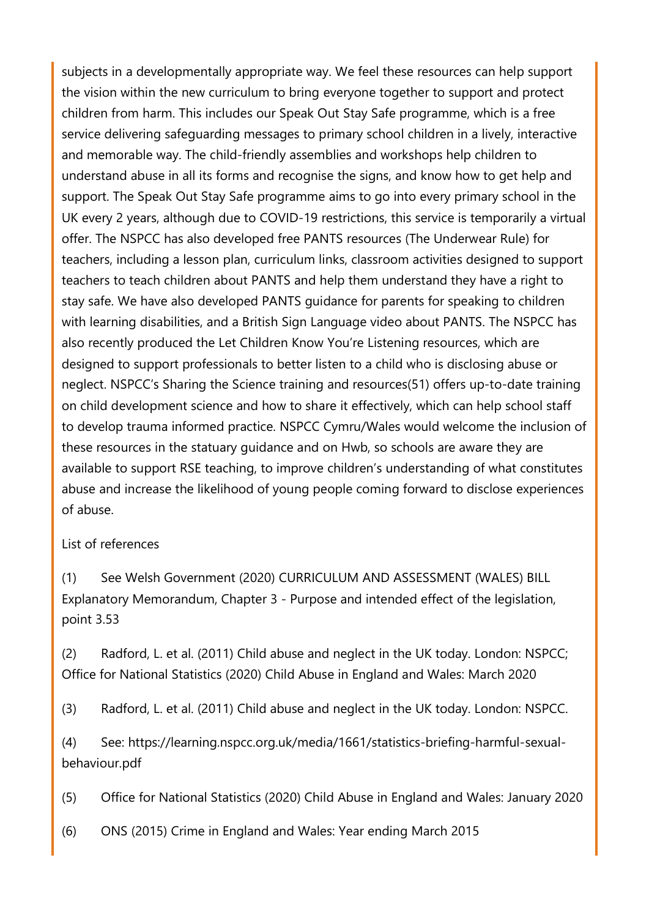subjects in a developmentally appropriate way. We feel these resources can help support the vision within the new curriculum to bring everyone together to support and protect children from harm. This includes our Speak Out Stay Safe programme, which is a free service delivering safeguarding messages to primary school children in a lively, interactive and memorable way. The child-friendly assemblies and workshops help children to understand abuse in all its forms and recognise the signs, and know how to get help and support. The Speak Out Stay Safe programme aims to go into every primary school in the UK every 2 years, although due to COVID-19 restrictions, this service is temporarily a virtual offer. The NSPCC has also developed free PANTS resources (The Underwear Rule) for teachers, including a lesson plan, curriculum links, classroom activities designed to support teachers to teach children about PANTS and help them understand they have a right to stay safe. We have also developed PANTS guidance for parents for speaking to children with learning disabilities, and a British Sign Language video about PANTS. The NSPCC has also recently produced the Let Children Know You're Listening resources, which are designed to support professionals to better listen to a child who is disclosing abuse or neglect. NSPCC's Sharing the Science training and resources(51) offers up-to-date training on child development science and how to share it effectively, which can help school staff to develop trauma informed practice. NSPCC Cymru/Wales would welcome the inclusion of these resources in the statuary guidance and on Hwb, so schools are aware they are available to support RSE teaching, to improve children's understanding of what constitutes abuse and increase the likelihood of young people coming forward to disclose experiences of abuse.

List of references

(1) See Welsh Government (2020) CURRICULUM AND ASSESSMENT (WALES) BILL Explanatory Memorandum, Chapter 3 - Purpose and intended effect of the legislation, point 3.53

(2) Radford, L. et al. (2011) Child abuse and neglect in the UK today. London: NSPCC; Office for National Statistics (2020) Child Abuse in England and Wales: March 2020

(3) Radford, L. et al. (2011) Child abuse and neglect in the UK today. London: NSPCC.

(4) See: https://learning.nspcc.org.uk/media/1661/statistics-briefing-harmful-sexual-behaviour.pdf

(5) Office for National Statistics (2020) Child Abuse in England and Wales: January 2020

(6) ONS (2015) Crime in England and Wales: Year ending March 2015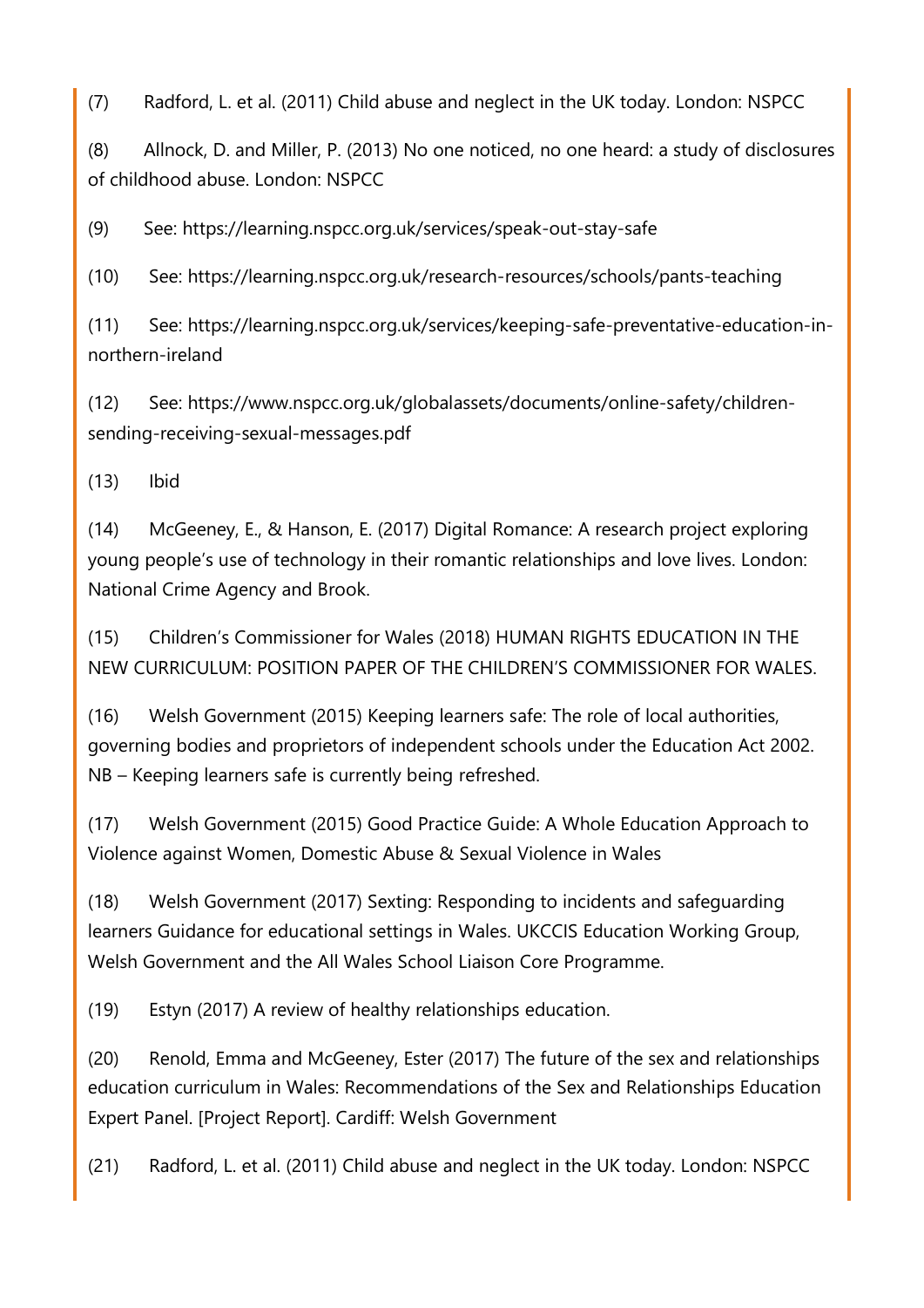(7) Radford, L. et al. (2011) Child abuse and neglect in the UK today. London: NSPCC

(8) Allnock, D. and Miller, P. (2013) No one noticed, no one heard: a study of disclosures of childhood abuse. London: NSPCC

(9) See: https://learning.nspcc.org.uk/services/speak-out-stay-safe

(10) See: https://learning.nspcc.org.uk/research-resources/schools/pants-teaching

(11) See: https://learning.nspcc.org.uk/services/keeping-safe-preventative-education-in-northern-ireland

(12) See: https://www.nspcc.org.uk/globalassets/documents/online-safety/children-sending-receiving-sexual-messages.pdf

(13) Ibid

(14) McGeeney, E., & Hanson, E. (2017) Digital Romance: A research project exploring young people's use of technology in their romantic relationships and love lives. London: National Crime Agency and Brook.

(15) Children's Commissioner for Wales (2018) HUMAN RIGHTS EDUCATION IN THE NEW CURRICULUM: POSITION PAPER OF THE CHILDREN'S COMMISSIONER FOR WALES.

(16) Welsh Government (2015) Keeping learners safe: The role of local authorities, governing bodies and proprietors of independent schools under the Education Act 2002. NB – Keeping learners safe is currently being refreshed.

(17) Welsh Government (2015) Good Practice Guide: A Whole Education Approach to Violence against Women, Domestic Abuse & Sexual Violence in Wales

(18) Welsh Government (2017) Sexting: Responding to incidents and safeguarding learners Guidance for educational settings in Wales. UKCCIS Education Working Group, Welsh Government and the All Wales School Liaison Core Programme.

(19) Estyn (2017) A review of healthy relationships education.

(20) Renold, Emma and McGeeney, Ester (2017) The future of the sex and relationships education curriculum in Wales: Recommendations of the Sex and Relationships Education Expert Panel. [Project Report]. Cardiff: Welsh Government

(21) Radford, L. et al. (2011) Child abuse and neglect in the UK today. London: NSPCC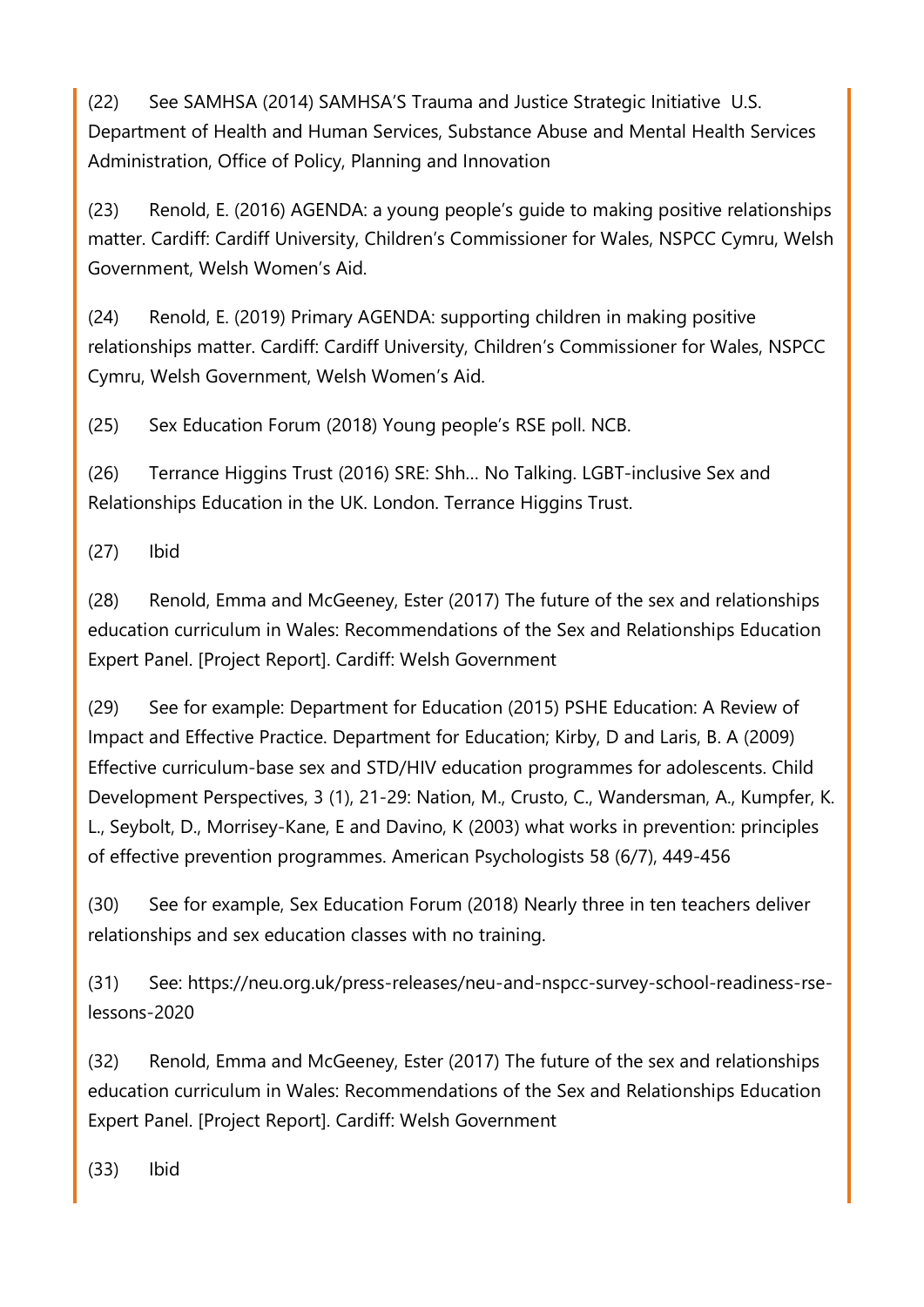(22) See SAMHSA (2014) SAMHSA'S Trauma and Justice Strategic Initiative U.S. Department of Health and Human Services, Substance Abuse and Mental Health Services Administration, Office of Policy, Planning and Innovation

(23) Renold, E. (2016) AGENDA: a young people's guide to making positive relationships matter. Cardiff: Cardiff University, Children's Commissioner for Wales, NSPCC Cymru, Welsh Government, Welsh Women's Aid.

(24) Renold, E. (2019) Primary AGENDA: supporting children in making positive relationships matter. Cardiff: Cardiff University, Children's Commissioner for Wales, NSPCC Cymru, Welsh Government, Welsh Women's Aid.

(25) Sex Education Forum (2018) Young people's RSE poll. NCB.

(26) Terrance Higgins Trust (2016) SRE: Shh… No Talking. LGBT-inclusive Sex and Relationships Education in the UK. London. Terrance Higgins Trust.

(27) Ibid

(28) Renold, Emma and McGeeney, Ester (2017) The future of the sex and relationships education curriculum in Wales: Recommendations of the Sex and Relationships Education Expert Panel. [Project Report]. Cardiff: Welsh Government

(29) See for example: Department for Education (2015) PSHE Education: A Review of Impact and Effective Practice. Department for Education; Kirby, D and Laris, B. A (2009) Effective curriculum-base sex and STD/HIV education programmes for adolescents. Child Development Perspectives, 3 (1), 21-29: Nation, M., Crusto, C., Wandersman, A., Kumpfer, K. L., Seybolt, D., Morrisey-Kane, E and Davino, K (2003) what works in prevention: principles of effective prevention programmes. American Psychologists 58 (6/7), 449-456

(30) See for example, Sex Education Forum (2018) Nearly three in ten teachers deliver relationships and sex education classes with no training.

(31) See: https://neu.org.uk/press-releases/neu-and-nspcc-survey-school-readiness-rse-lessons-2020

(32) Renold, Emma and McGeeney, Ester (2017) The future of the sex and relationships education curriculum in Wales: Recommendations of the Sex and Relationships Education Expert Panel. [Project Report]. Cardiff: Welsh Government

(33) Ibid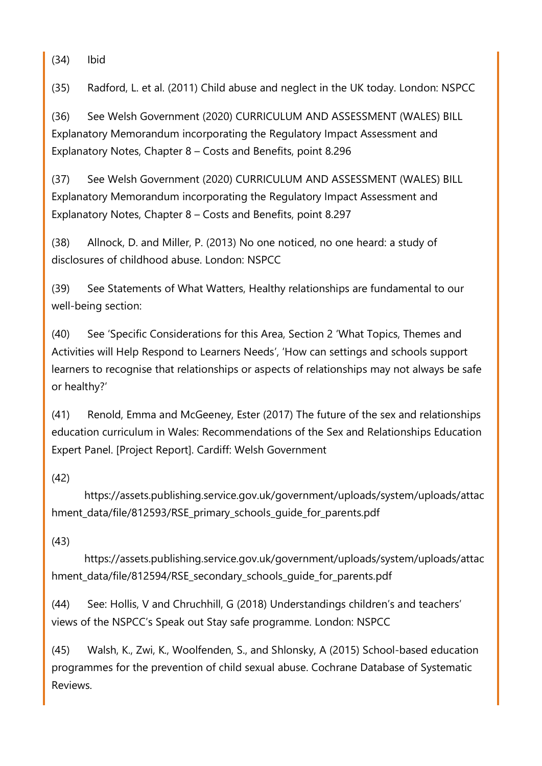(34) Ibid

(35) Radford, L. et al. (2011) Child abuse and neglect in the UK today. London: NSPCC

(36) See Welsh Government (2020) CURRICULUM AND ASSESSMENT (WALES) BILL Explanatory Memorandum incorporating the Regulatory Impact Assessment and Explanatory Notes, Chapter 8 – Costs and Benefits, point 8.296

(37) See Welsh Government (2020) CURRICULUM AND ASSESSMENT (WALES) BILL Explanatory Memorandum incorporating the Regulatory Impact Assessment and Explanatory Notes, Chapter 8 – Costs and Benefits, point 8.297

(38) Allnock, D. and Miller, P. (2013) No one noticed, no one heard: a study of disclosures of childhood abuse. London: NSPCC

(39) See Statements of What Watters, Healthy relationships are fundamental to our well-being section:

(40) See 'Specific Considerations for this Area, Section 2 'What Topics, Themes and Activities will Help Respond to Learners Needs', 'How can settings and schools support learners to recognise that relationships or aspects of relationships may not always be safe or healthy?'

(41) Renold, Emma and McGeeney, Ester (2017) The future of the sex and relationships education curriculum in Wales: Recommendations of the Sex and Relationships Education Expert Panel. [Project Report]. Cardiff: Welsh Government

(42) https://assets.publishing.service.gov.uk/government/uploads/system/uploads/attachment_data/file/812593/RSE_primary_schools_guide_for_parents.pdf

(43) https://assets.publishing.service.gov.uk/government/uploads/system/uploads/attachment_data/file/812594/RSE_secondary_schools_guide_for_parents.pdf

(44) See: Hollis, V and Chruchhill, G (2018) Understandings children's and teachers' views of the NSPCC's Speak out Stay safe programme. London: NSPCC

(45) Walsh, K., Zwi, K., Woolfenden, S., and Shlonsky, A (2015) School-based education programmes for the prevention of child sexual abuse. Cochrane Database of Systematic Reviews.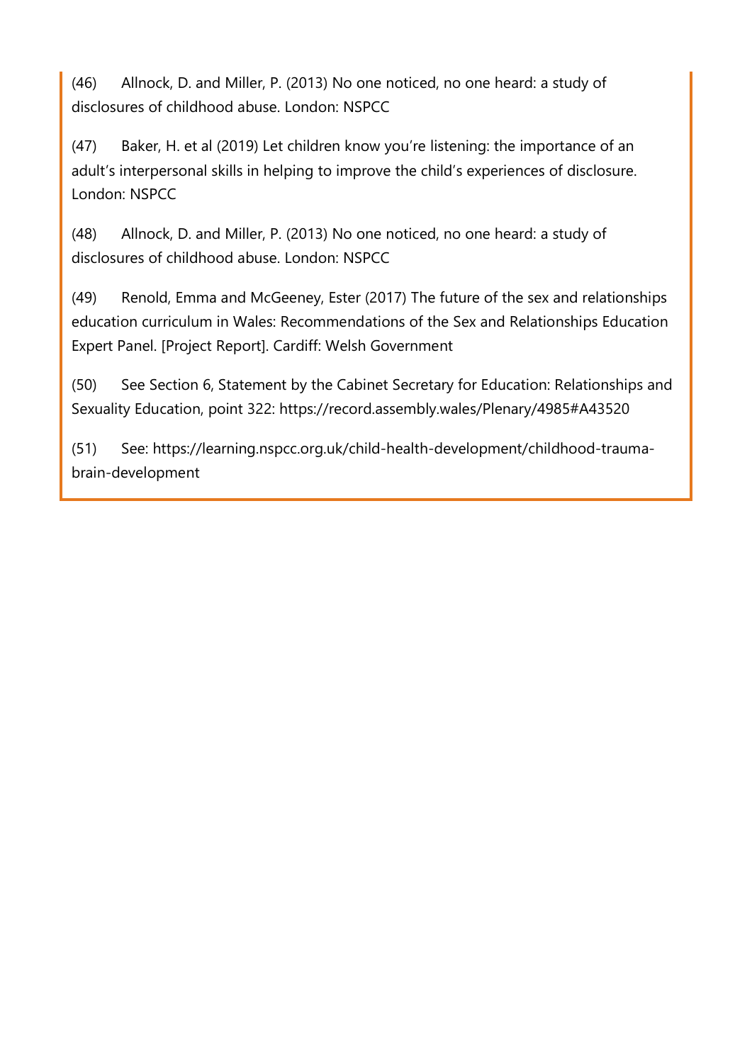(46) Allnock, D. and Miller, P. (2013) No one noticed, no one heard: a study of disclosures of childhood abuse. London: NSPCC

(47) Baker, H. et al (2019) Let children know you're listening: the importance of an adult's interpersonal skills in helping to improve the child's experiences of disclosure. London: NSPCC

(48) Allnock, D. and Miller, P. (2013) No one noticed, no one heard: a study of disclosures of childhood abuse. London: NSPCC

(49) Renold, Emma and McGeeney, Ester (2017) The future of the sex and relationships education curriculum in Wales: Recommendations of the Sex and Relationships Education Expert Panel. [Project Report]. Cardiff: Welsh Government

(50) See Section 6, Statement by the Cabinet Secretary for Education: Relationships and Sexuality Education, point 322: https://record.assembly.wales/Plenary/4985#A43520

(51) See: https://learning.nspcc.org.uk/child-health-development/childhood-trauma-brain-development